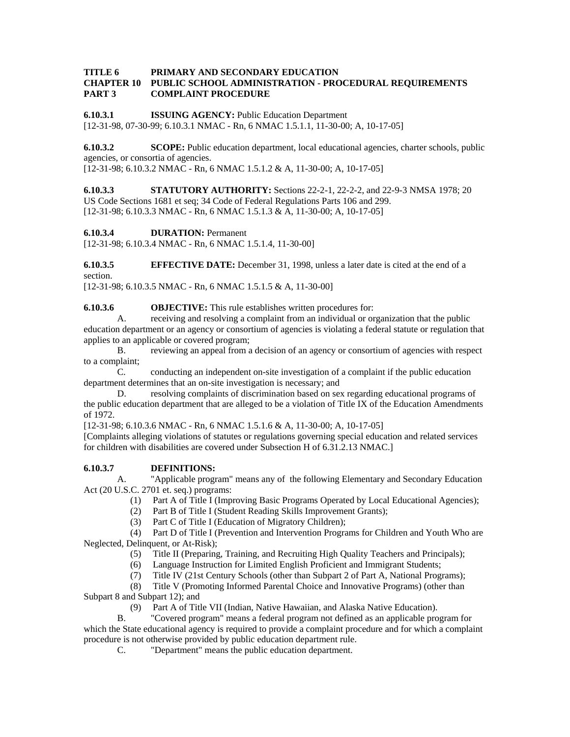**TITLE 6 PRIMARY AND SECONDARY EDUCATION**
**CHAPTER 10 PUBLIC SCHOOL ADMINISTRATION - PROCEDURAL REQUIREMENTS**
**PART 3 COMPLAINT PROCEDURE**

**6.10.3.1 ISSUING AGENCY:** Public Education Department
[12-31-98, 07-30-99; 6.10.3.1 NMAC - Rn, 6 NMAC 1.5.1.1, 11-30-00; A, 10-17-05]

**6.10.3.2 SCOPE:** Public education department, local educational agencies, charter schools, public agencies, or consortia of agencies.
[12-31-98; 6.10.3.2 NMAC - Rn, 6 NMAC 1.5.1.2 & A, 11-30-00; A, 10-17-05]

**6.10.3.3 STATUTORY AUTHORITY:** Sections 22-2-1, 22-2-2, and 22-9-3 NMSA 1978; 20 US Code Sections 1681 et seq; 34 Code of Federal Regulations Parts 106 and 299.
[12-31-98; 6.10.3.3 NMAC - Rn, 6 NMAC 1.5.1.3 & A, 11-30-00; A, 10-17-05]

**6.10.3.4 DURATION:** Permanent
[12-31-98; 6.10.3.4 NMAC - Rn, 6 NMAC 1.5.1.4, 11-30-00]

**6.10.3.5 EFFECTIVE DATE:** December 31, 1998, unless a later date is cited at the end of a section.
[12-31-98; 6.10.3.5 NMAC - Rn, 6 NMAC 1.5.1.5 & A, 11-30-00]

**6.10.3.6 OBJECTIVE:** This rule establishes written procedures for:

A. receiving and resolving a complaint from an individual or organization that the public education department or an agency or consortium of agencies is violating a federal statute or regulation that applies to an applicable or covered program;

B. reviewing an appeal from a decision of an agency or consortium of agencies with respect to a complaint;

C. conducting an independent on-site investigation of a complaint if the public education department determines that an on-site investigation is necessary; and

D. resolving complaints of discrimination based on sex regarding educational programs of the public education department that are alleged to be a violation of Title IX of the Education Amendments of 1972.

[12-31-98; 6.10.3.6 NMAC - Rn, 6 NMAC 1.5.1.6 & A, 11-30-00; A, 10-17-05]
[Complaints alleging violations of statutes or regulations governing special education and related services for children with disabilities are covered under Subsection H of 6.31.2.13 NMAC.]

**6.10.3.7 DEFINITIONS:**

A. "Applicable program" means any of the following Elementary and Secondary Education Act (20 U.S.C. 2701 et. seq.) programs:

(1) Part A of Title I (Improving Basic Programs Operated by Local Educational Agencies);
(2) Part B of Title I (Student Reading Skills Improvement Grants);
(3) Part C of Title I (Education of Migratory Children);
(4) Part D of Title I (Prevention and Intervention Programs for Children and Youth Who are Neglected, Delinquent, or At-Risk);
(5) Title II (Preparing, Training, and Recruiting High Quality Teachers and Principals);
(6) Language Instruction for Limited English Proficient and Immigrant Students;
(7) Title IV (21st Century Schools (other than Subpart 2 of Part A, National Programs);
(8) Title V (Promoting Informed Parental Choice and Innovative Programs) (other than Subpart 8 and Subpart 12); and
(9) Part A of Title VII (Indian, Native Hawaiian, and Alaska Native Education).

B. "Covered program" means a federal program not defined as an applicable program for which the State educational agency is required to provide a complaint procedure and for which a complaint procedure is not otherwise provided by public education department rule.

C. "Department" means the public education department.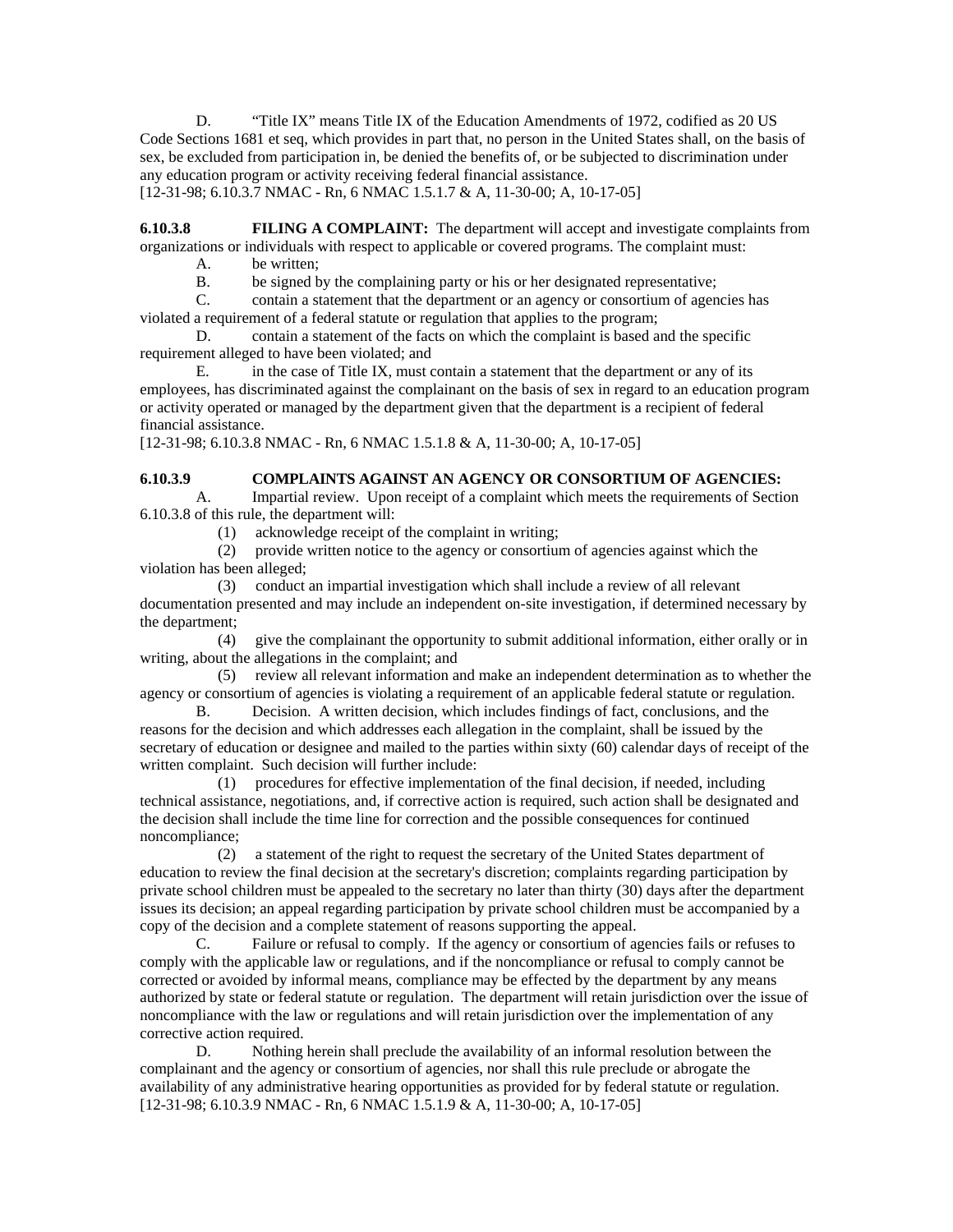D. "Title IX" means Title IX of the Education Amendments of 1972, codified as 20 US Code Sections 1681 et seq, which provides in part that, no person in the United States shall, on the basis of sex, be excluded from participation in, be denied the benefits of, or be subjected to discrimination under any education program or activity receiving federal financial assistance.
[12-31-98; 6.10.3.7 NMAC - Rn, 6 NMAC 1.5.1.7 & A, 11-30-00; A, 10-17-05]

**6.10.3.8 FILING A COMPLAINT:** The department will accept and investigate complaints from organizations or individuals with respect to applicable or covered programs. The complaint must:

A. be written;

B. be signed by the complaining party or his or her designated representative;

C. contain a statement that the department or an agency or consortium of agencies has violated a requirement of a federal statute or regulation that applies to the program;

D. contain a statement of the facts on which the complaint is based and the specific requirement alleged to have been violated; and

E. in the case of Title IX, must contain a statement that the department or any of its employees, has discriminated against the complainant on the basis of sex in regard to an education program or activity operated or managed by the department given that the department is a recipient of federal financial assistance.
[12-31-98; 6.10.3.8 NMAC - Rn, 6 NMAC 1.5.1.8 & A, 11-30-00; A, 10-17-05]

**6.10.3.9 COMPLAINTS AGAINST AN AGENCY OR CONSORTIUM OF AGENCIES:**

A. Impartial review. Upon receipt of a complaint which meets the requirements of Section 6.10.3.8 of this rule, the department will:

(1) acknowledge receipt of the complaint in writing;

(2) provide written notice to the agency or consortium of agencies against which the violation has been alleged;

(3) conduct an impartial investigation which shall include a review of all relevant documentation presented and may include an independent on-site investigation, if determined necessary by the department;

(4) give the complainant the opportunity to submit additional information, either orally or in writing, about the allegations in the complaint; and

(5) review all relevant information and make an independent determination as to whether the agency or consortium of agencies is violating a requirement of an applicable federal statute or regulation.

B. Decision. A written decision, which includes findings of fact, conclusions, and the reasons for the decision and which addresses each allegation in the complaint, shall be issued by the secretary of education or designee and mailed to the parties within sixty (60) calendar days of receipt of the written complaint. Such decision will further include:

(1) procedures for effective implementation of the final decision, if needed, including technical assistance, negotiations, and, if corrective action is required, such action shall be designated and the decision shall include the time line for correction and the possible consequences for continued noncompliance;

(2) a statement of the right to request the secretary of the United States department of education to review the final decision at the secretary's discretion; complaints regarding participation by private school children must be appealed to the secretary no later than thirty (30) days after the department issues its decision; an appeal regarding participation by private school children must be accompanied by a copy of the decision and a complete statement of reasons supporting the appeal.

C. Failure or refusal to comply. If the agency or consortium of agencies fails or refuses to comply with the applicable law or regulations, and if the noncompliance or refusal to comply cannot be corrected or avoided by informal means, compliance may be effected by the department by any means authorized by state or federal statute or regulation. The department will retain jurisdiction over the issue of noncompliance with the law or regulations and will retain jurisdiction over the implementation of any corrective action required.

D. Nothing herein shall preclude the availability of an informal resolution between the complainant and the agency or consortium of agencies, nor shall this rule preclude or abrogate the availability of any administrative hearing opportunities as provided for by federal statute or regulation.
[12-31-98; 6.10.3.9 NMAC - Rn, 6 NMAC 1.5.1.9 & A, 11-30-00; A, 10-17-05]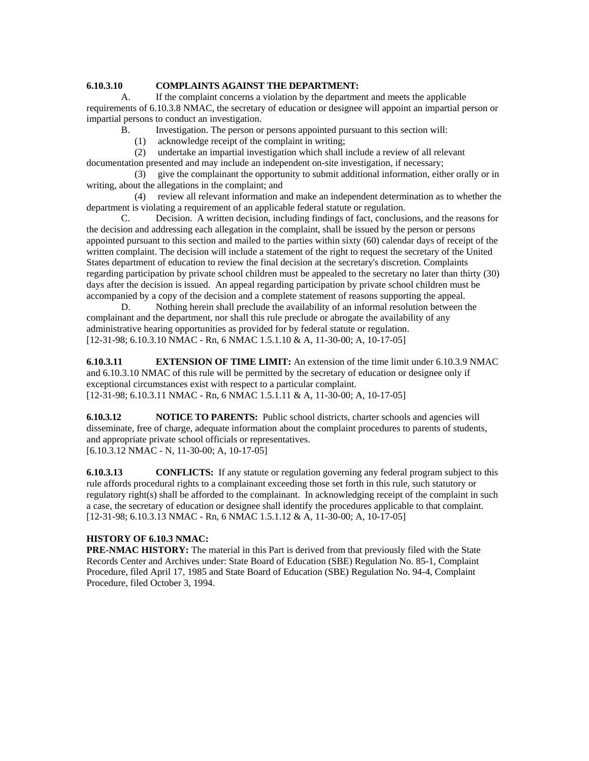**6.10.3.10 COMPLAINTS AGAINST THE DEPARTMENT:**

A. If the complaint concerns a violation by the department and meets the applicable requirements of 6.10.3.8 NMAC, the secretary of education or designee will appoint an impartial person or impartial persons to conduct an investigation.

B. Investigation. The person or persons appointed pursuant to this section will:

(1) acknowledge receipt of the complaint in writing;

(2) undertake an impartial investigation which shall include a review of all relevant documentation presented and may include an independent on-site investigation, if necessary;

(3) give the complainant the opportunity to submit additional information, either orally or in writing, about the allegations in the complaint; and

(4) review all relevant information and make an independent determination as to whether the department is violating a requirement of an applicable federal statute or regulation.

C. Decision. A written decision, including findings of fact, conclusions, and the reasons for the decision and addressing each allegation in the complaint, shall be issued by the person or persons appointed pursuant to this section and mailed to the parties within sixty (60) calendar days of receipt of the written complaint. The decision will include a statement of the right to request the secretary of the United States department of education to review the final decision at the secretary's discretion. Complaints regarding participation by private school children must be appealed to the secretary no later than thirty (30) days after the decision is issued. An appeal regarding participation by private school children must be accompanied by a copy of the decision and a complete statement of reasons supporting the appeal.

D. Nothing herein shall preclude the availability of an informal resolution between the complainant and the department, nor shall this rule preclude or abrogate the availability of any administrative hearing opportunities as provided for by federal statute or regulation.

[12-31-98; 6.10.3.10 NMAC - Rn, 6 NMAC 1.5.1.10 & A, 11-30-00; A, 10-17-05]

**6.10.3.11 EXTENSION OF TIME LIMIT:** An extension of the time limit under 6.10.3.9 NMAC and 6.10.3.10 NMAC of this rule will be permitted by the secretary of education or designee only if exceptional circumstances exist with respect to a particular complaint.

[12-31-98; 6.10.3.11 NMAC - Rn, 6 NMAC 1.5.1.11 & A, 11-30-00; A, 10-17-05]

**6.10.3.12 NOTICE TO PARENTS:** Public school districts, charter schools and agencies will disseminate, free of charge, adequate information about the complaint procedures to parents of students, and appropriate private school officials or representatives.

[6.10.3.12 NMAC - N, 11-30-00; A, 10-17-05]

**6.10.3.13 CONFLICTS:** If any statute or regulation governing any federal program subject to this rule affords procedural rights to a complainant exceeding those set forth in this rule, such statutory or regulatory right(s) shall be afforded to the complainant. In acknowledging receipt of the complaint in such a case, the secretary of education or designee shall identify the procedures applicable to that complaint.

[12-31-98; 6.10.3.13 NMAC - Rn, 6 NMAC 1.5.1.12 & A, 11-30-00; A, 10-17-05]

**HISTORY OF 6.10.3 NMAC:**

**PRE-NMAC HISTORY:** The material in this Part is derived from that previously filed with the State Records Center and Archives under: State Board of Education (SBE) Regulation No. 85-1, Complaint Procedure, filed April 17, 1985 and State Board of Education (SBE) Regulation No. 94-4, Complaint Procedure, filed October 3, 1994.